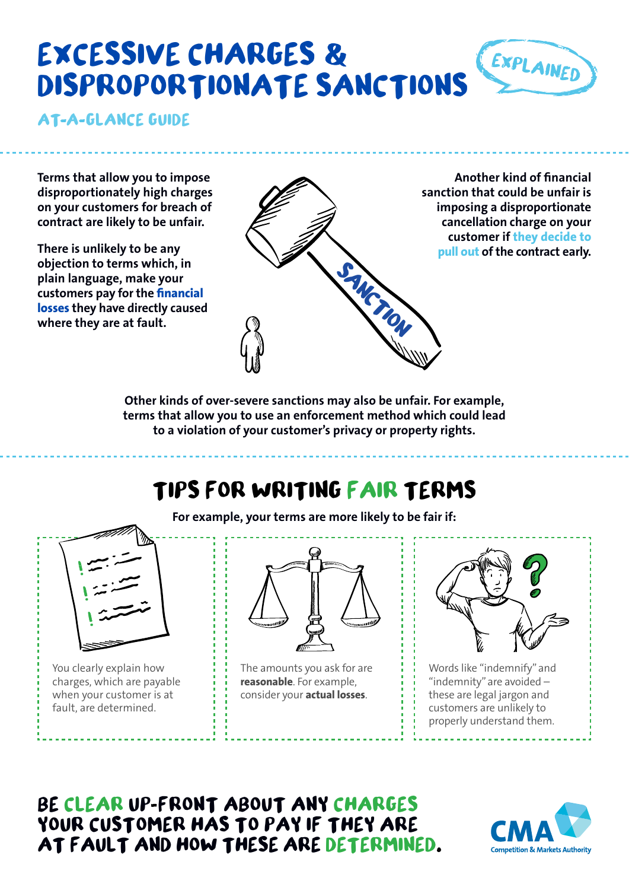# EXCESSIVE CHARGES & DISPROPORTIONATE SANCTIONS

EXPLAINED

## AT-A-GLANCE GUIDE

**Terms that allow you to impose disproportionately high charges on your customers for breach of contract are likely to be unfair.**

**There is unlikely to be any objection to terms which, in plain language, make your customers pay for the financial losses they have directly caused where they are at fault.**

**Another kind of financial sanction that could be unfair is imposing a disproportionate cancellation charge on your customer if they decide to pull out of the contract early.**

SANCTION

**Other kinds of over-severe sanctions may also be unfair. For example, terms that allow you to use an enforcement method which could lead to a violation of your customer's privacy or property rights.**

## TIPS FOR WRITING FAIR TERMS

**For example, your terms are more likely to be fair if:**

You clearly explain how charges, which are payable when your customer is at fault, are determined.

The amounts you ask for are **reasonable**. For example, consider your **actual losses**.

Words like "indemnify" and "indemnity" are avoided – these are legal jargon and customers are unlikely to properly understand them.

## BE CLEAR UP-FRONT ABOUT ANY CHARGES YOUR CUSTOMER HAS TO PAY IF THEY ARE AT FAULT AND HOW THESE ARE DETERMINED.

CMA Competition & Markets Authority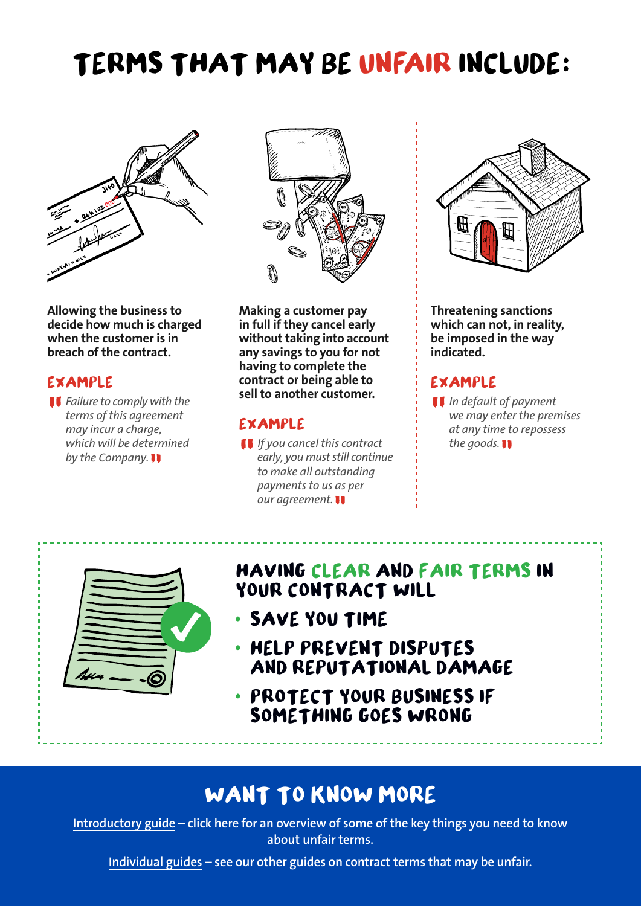# TERMS THAT MAY BE UNFAIR INCLUDE:

**Allowing the business to decide how much is charged when the customer is in breach of the contract.**

## EXAMPLE

*"Failure to comply with the terms of this agreement may incur a charge, which will be determined by the Company."*

**Making a customer pay in full if they cancel early without taking into account any savings to you for not having to complete the contract or being able to sell to another customer.**

## EXAMPLE

*"If you cancel this contract early, you must still continue to make all outstanding payments to us as per our agreement."*

**Threatening sanctions which can not, in reality, be imposed in the way indicated.**

## EXAMPLE

*"In default of payment we may enter the premises at any time to repossess the goods."*

## HAVING CLEAR AND FAIR TERMS IN YOUR CONTRACT WILL

- SAVE YOU TIME
- HELP PREVENT DISPUTES AND REPUTATIONAL DAMAGE
- PROTECT YOUR BUSINESS IF SOMETHING GOES WRONG

## WANT TO KNOW MORE

**Introductory guide – click here for an overview of some of the key things you need to know about unfair terms.**

**Individual guides – see our other guides on contract terms that may be unfair.**